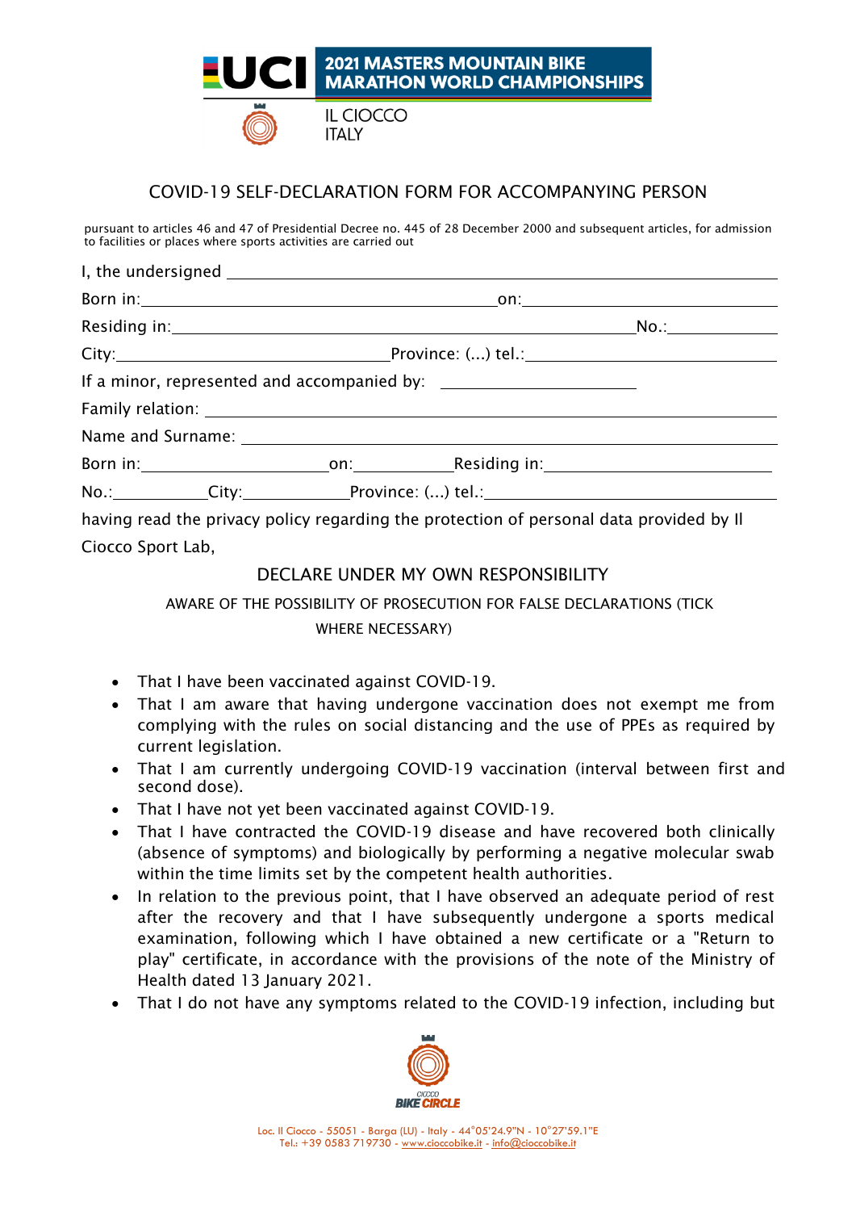**2021 MASTERS MOUNTAIN BIKE MARATHON WORLD CHAMPIONSHIPS**

IL CIOCCO
ITALY

## COVID-19 SELF-DECLARATION FORM FOR ACCOMPANYING PERSON

pursuant to articles 46 and 47 of Presidential Decree no. 445 of 28 December 2000 and subsequent articles, for admission to facilities or places where sports activities are carried out

I, the undersigned ______________________________________________

Born in:______________________________ on:______________________

Residing in:____________________________________ No.:__________

City:____________________ Province: (...) tel.:____________________

If a minor, represented and accompanied by: ____________________

Family relation: ______________________________________________

Name and Surname: ____________________________________________

Born in:______________ on:__________ Residing in:________________

No.:________ City:__________ Province: (...) tel.:____________________

having read the privacy policy regarding the protection of personal data provided by Il Ciocco Sport Lab,

### DECLARE UNDER MY OWN RESPONSIBILITY

AWARE OF THE POSSIBILITY OF PROSECUTION FOR FALSE DECLARATIONS (TICK WHERE NECESSARY)

- That I have been vaccinated against COVID-19.
- That I am aware that having undergone vaccination does not exempt me from complying with the rules on social distancing and the use of PPEs as required by current legislation.
- That I am currently undergoing COVID-19 vaccination (interval between first and second dose).
- That I have not yet been vaccinated against COVID-19.
- That I have contracted the COVID-19 disease and have recovered both clinically (absence of symptoms) and biologically by performing a negative molecular swab within the time limits set by the competent health authorities.
- In relation to the previous point, that I have observed an adequate period of rest after the recovery and that I have subsequently undergone a sports medical examination, following which I have obtained a new certificate or a "Return to play" certificate, in accordance with the provisions of the note of the Ministry of Health dated 13 January 2021.
- That I do not have any symptoms related to the COVID-19 infection, including but

CIOCCO BIKE CIRCLE

Loc. Il Ciocco - 55051 - Barga (LU) - Italy - 44°05'24.9"N - 10°27'59.1"E
Tel.: +39 0583 719730 - www.cioccobike.it - info@cioccobike.it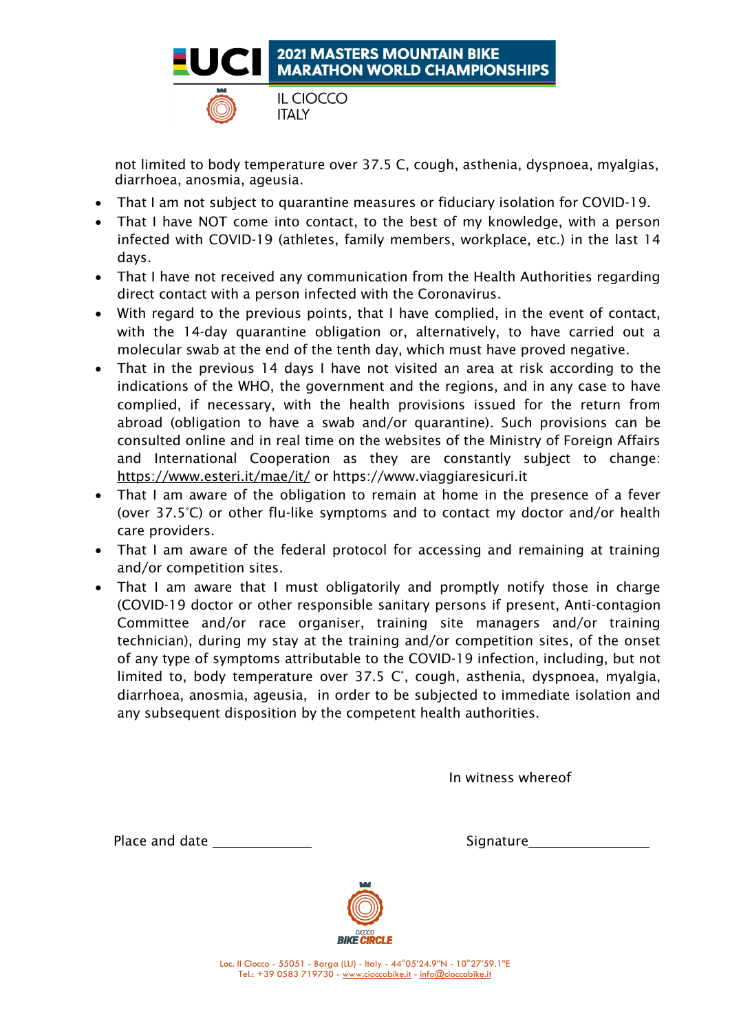not limited to body temperature over 37.5 C, cough, asthenia, dyspnoea, myalgias, diarrhoea, anosmia, ageusia.

- That I am not subject to quarantine measures or fiduciary isolation for COVID-19.
- That I have NOT come into contact, to the best of my knowledge, with a person infected with COVID-19 (athletes, family members, workplace, etc.) in the last 14 days.
- That I have not received any communication from the Health Authorities regarding direct contact with a person infected with the Coronavirus.
- With regard to the previous points, that I have complied, in the event of contact, with the 14-day quarantine obligation or, alternatively, to have carried out a molecular swab at the end of the tenth day, which must have proved negative.
- That in the previous 14 days I have not visited an area at risk according to the indications of the WHO, the government and the regions, and in any case to have complied, if necessary, with the health provisions issued for the return from abroad (obligation to have a swab and/or quarantine). Such provisions can be consulted online and in real time on the websites of the Ministry of Foreign Affairs and International Cooperation as they are constantly subject to change: https://www.esteri.it/mae/it/ or https://www.viaggiaresicuri.it
- That I am aware of the obligation to remain at home in the presence of a fever (over 37.5°C) or other flu-like symptoms and to contact my doctor and/or health care providers.
- That I am aware of the federal protocol for accessing and remaining at training and/or competition sites.
- That I am aware that I must obligatorily and promptly notify those in charge (COVID-19 doctor or other responsible sanitary persons if present, Anti-contagion Committee and/or race organiser, training site managers and/or training technician), during my stay at the training and/or competition sites, of the onset of any type of symptoms attributable to the COVID-19 infection, including, but not limited to, body temperature over 37.5 C°, cough, asthenia, dyspnoea, myalgia, diarrhoea, anosmia, ageusia, in order to be subjected to immediate isolation and any subsequent disposition by the competent health authorities.

In witness whereof

Place and date ____________ Signature ________________

Loc. Il Ciocco - 55051 - Barga (LU) - Italy - 44°05'24.9"N - 10°27'59.1"E
Tel.: +39 0583 719730 - www.cioccobike.it - info@cioccobike.it